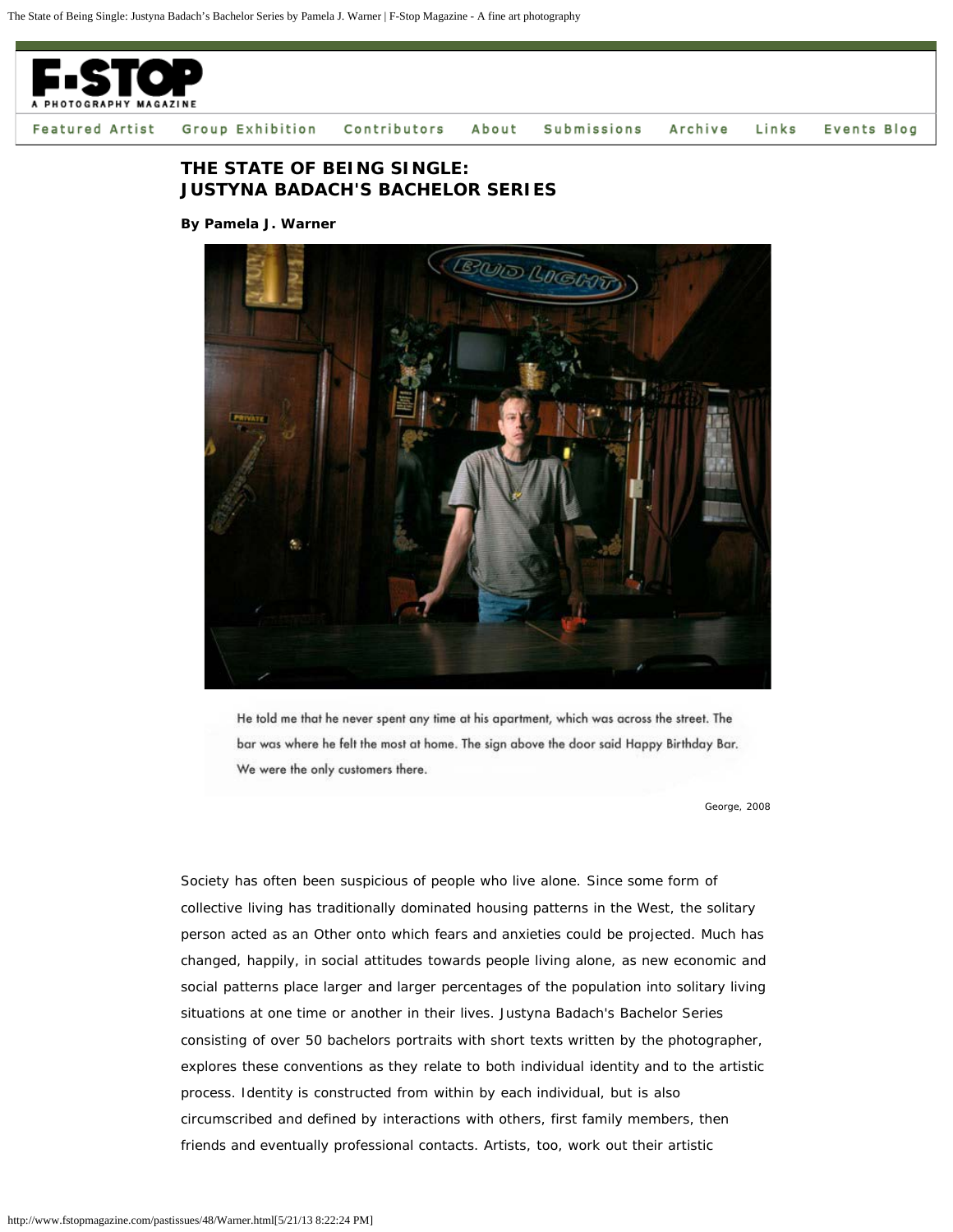# THE STATE OF BEING SINGLE: JUSTYNA BADACH'S BACHELOR SERIES

**By Pamela J. Warner**

He told me that he never spent any time at his apartment, which was across the street. The bar was where he felt the most at home. The sign above the door said Happy Birthday Bar. We were the only customers there.

George, 2008

Society has often been suspicious of people who live alone. Since some form of collective living has traditionally dominated housing patterns in the West, the solitary person acted as an Other onto which fears and anxieties could be projected. Much has changed, happily, in social attitudes towards people living alone, as new economic and social patterns place larger and larger percentages of the population into solitary living situations at one time or another in their lives. Justyna Badach's Bachelor Series consisting of over 50 bachelors portraits with short texts written by the photographer, explores these conventions as they relate to both individual identity and to the artistic process. Identity is constructed from within by each individual, but is also circumscribed and defined by interactions with others, first family members, then friends and eventually professional contacts. Artists, too, work out their artistic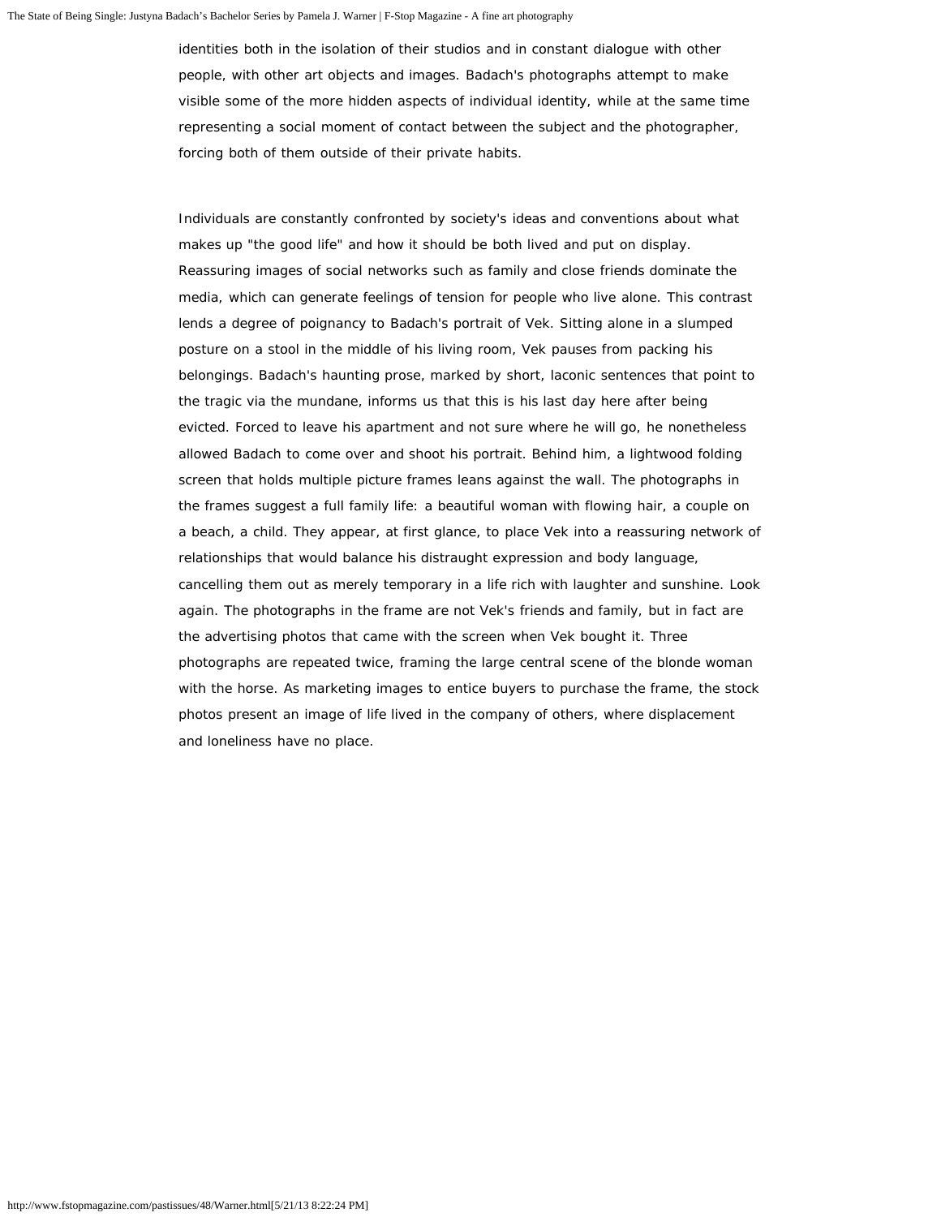identities both in the isolation of their studios and in constant dialogue with other people, with other art objects and images. Badach's photographs attempt to make visible some of the more hidden aspects of individual identity, while at the same time representing a social moment of contact between the subject and the photographer, forcing both of them outside of their private habits.

Individuals are constantly confronted by society's ideas and conventions about what makes up "the good life" and how it should be both lived and put on display. Reassuring images of social networks such as family and close friends dominate the media, which can generate feelings of tension for people who live alone. This contrast lends a degree of poignancy to Badach's portrait of Vek. Sitting alone in a slumped posture on a stool in the middle of his living room, Vek pauses from packing his belongings. Badach's haunting prose, marked by short, laconic sentences that point to the tragic via the mundane, informs us that this is his last day here after being evicted. Forced to leave his apartment and not sure where he will go, he nonetheless allowed Badach to come over and shoot his portrait. Behind him, a lightwood folding screen that holds multiple picture frames leans against the wall. The photographs in the frames suggest a full family life: a beautiful woman with flowing hair, a couple on a beach, a child. They appear, at first glance, to place Vek into a reassuring network of relationships that would balance his distraught expression and body language, cancelling them out as merely temporary in a life rich with laughter and sunshine. Look again. The photographs in the frame are not Vek's friends and family, but in fact are the advertising photos that came with the screen when Vek bought it. Three photographs are repeated twice, framing the large central scene of the blonde woman with the horse. As marketing images to entice buyers to purchase the frame, the stock photos present an image of life lived in the company of others, where displacement and loneliness have no place.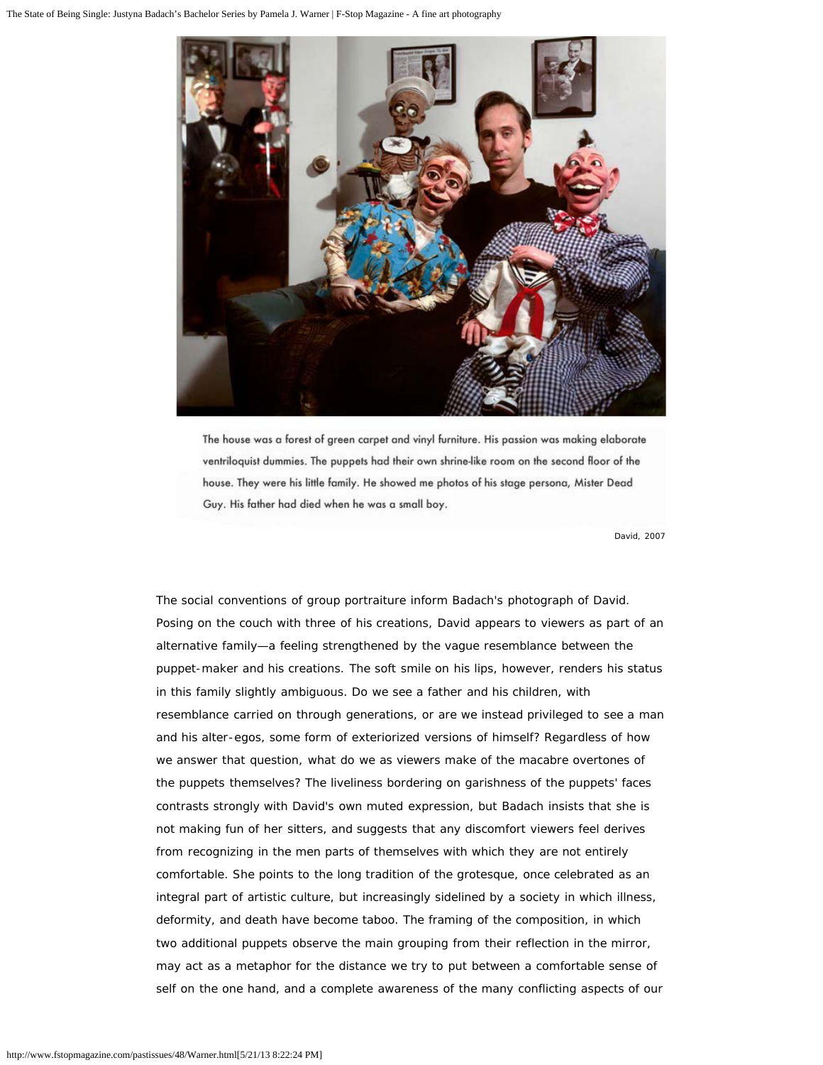The house was a forest of green carpet and vinyl furniture. His passion was making elaborate ventriloquist dummies. The puppets had their own shrine-like room on the second floor of the house. They were his little family. He showed me photos of his stage persona, Mister Dead Guy. His father had died when he was a small boy.

David, 2007

The social conventions of group portraiture inform Badach's photograph of David. Posing on the couch with three of his creations, David appears to viewers as part of an alternative family—a feeling strengthened by the vague resemblance between the puppet-maker and his creations. The soft smile on his lips, however, renders his status in this family slightly ambiguous. Do we see a father and his children, with resemblance carried on through generations, or are we instead privileged to see a man and his alter-egos, some form of exteriorized versions of himself? Regardless of how we answer that question, what do we as viewers make of the macabre overtones of the puppets themselves? The liveliness bordering on garishness of the puppets' faces contrasts strongly with David's own muted expression, but Badach insists that she is not making fun of her sitters, and suggests that any discomfort viewers feel derives from recognizing in the men parts of themselves with which they are not entirely comfortable. She points to the long tradition of the grotesque, once celebrated as an integral part of artistic culture, but increasingly sidelined by a society in which illness, deformity, and death have become taboo. The framing of the composition, in which two additional puppets observe the main grouping from their reflection in the mirror, may act as a metaphor for the distance we try to put between a comfortable sense of self on the one hand, and a complete awareness of the many conflicting aspects of our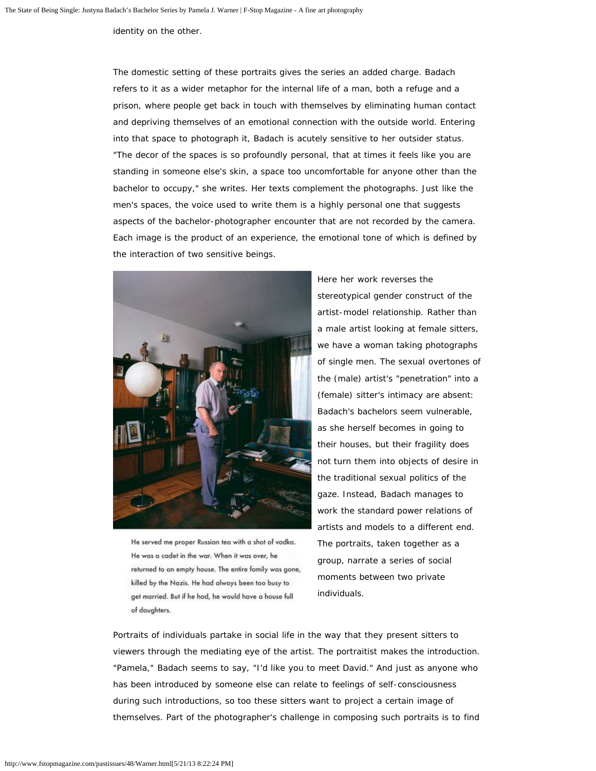identity on the other.

The domestic setting of these portraits gives the series an added charge. Badach refers to it as a wider metaphor for the internal life of a man, both a refuge and a prison, where people get back in touch with themselves by eliminating human contact and depriving themselves of an emotional connection with the outside world. Entering into that space to photograph it, Badach is acutely sensitive to her outsider status. "The decor of the spaces is so profoundly personal, that at times it feels like you are standing in someone else's skin, a space too uncomfortable for anyone other than the bachelor to occupy," she writes. Her texts complement the photographs. Just like the men's spaces, the voice used to write them is a highly personal one that suggests aspects of the bachelor-photographer encounter that are not recorded by the camera. Each image is the product of an experience, the emotional tone of which is defined by the interaction of two sensitive beings.

He served me proper Russian tea with a shot of vodka. He was a cadet in the war. When it was over, he returned to an empty house. The entire family was gone, killed by the Nazis. He had always been too busy to get married. But if he had, he would have a house full of daughters.

Here her work reverses the stereotypical gender construct of the artist-model relationship. Rather than a male artist looking at female sitters, we have a woman taking photographs of single men. The sexual overtones of the (male) artist's "penetration" into a (female) sitter's intimacy are absent: Badach's bachelors seem vulnerable, as she herself becomes in going to their houses, but their fragility does not turn them into objects of desire in the traditional sexual politics of the gaze. Instead, Badach manages to work the standard power relations of artists and models to a different end. The portraits, taken together as a group, narrate a series of social moments between two private individuals.

Portraits of individuals partake in social life in the way that they present sitters to viewers through the mediating eye of the artist. The portraitist makes the introduction. "Pamela," Badach seems to say, "I'd like you to meet David." And just as anyone who has been introduced by someone else can relate to feelings of self-consciousness during such introductions, so too these sitters want to project a certain image of themselves. Part of the photographer's challenge in composing such portraits is to find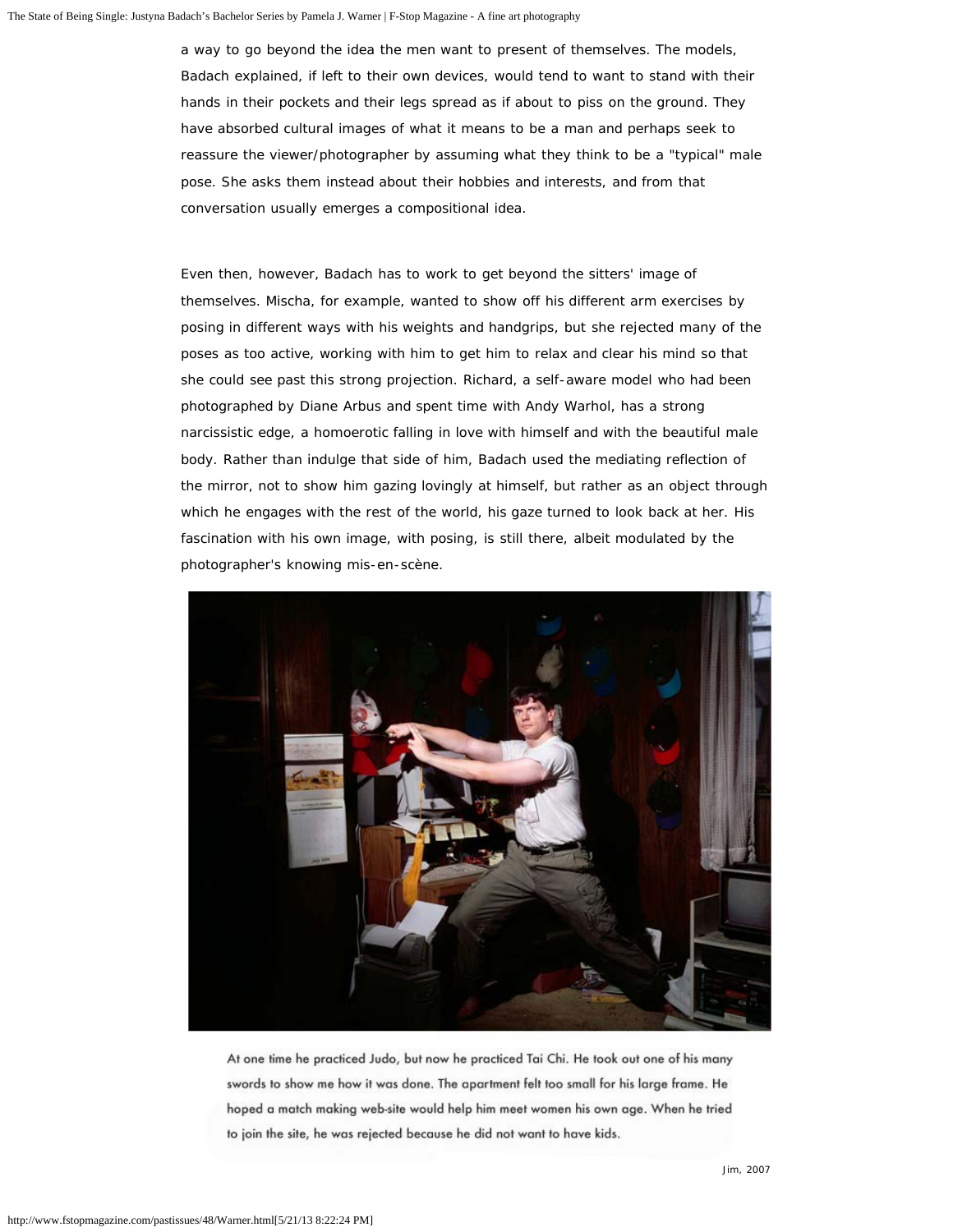a way to go beyond the idea the men want to present of themselves. The models, Badach explained, if left to their own devices, would tend to want to stand with their hands in their pockets and their legs spread as if about to piss on the ground. They have absorbed cultural images of what it means to be a man and perhaps seek to reassure the viewer/photographer by assuming what they think to be a "typical" male pose. She asks them instead about their hobbies and interests, and from that conversation usually emerges a compositional idea.

Even then, however, Badach has to work to get beyond the sitters' image of themselves. Mischa, for example, wanted to show off his different arm exercises by posing in different ways with his weights and handgrips, but she rejected many of the poses as too active, working with him to get him to relax and clear his mind so that she could see past this strong projection. Richard, a self-aware model who had been photographed by Diane Arbus and spent time with Andy Warhol, has a strong narcissistic edge, a homoerotic falling in love with himself and with the beautiful male body. Rather than indulge that side of him, Badach used the mediating reflection of the mirror, not to show him gazing lovingly at himself, but rather as an object through which he engages with the rest of the world, his gaze turned to look back at her. His fascination with his own image, with posing, is still there, albeit modulated by the photographer's knowing mis-en-scène.

At one time he practiced Judo, but now he practiced Tai Chi. He took out one of his many swords to show me how it was done. The apartment felt too small for his large frame. He hoped a match making web-site would help him meet women his own age. When he tried to join the site, he was rejected because he did not want to have kids.

Jim, 2007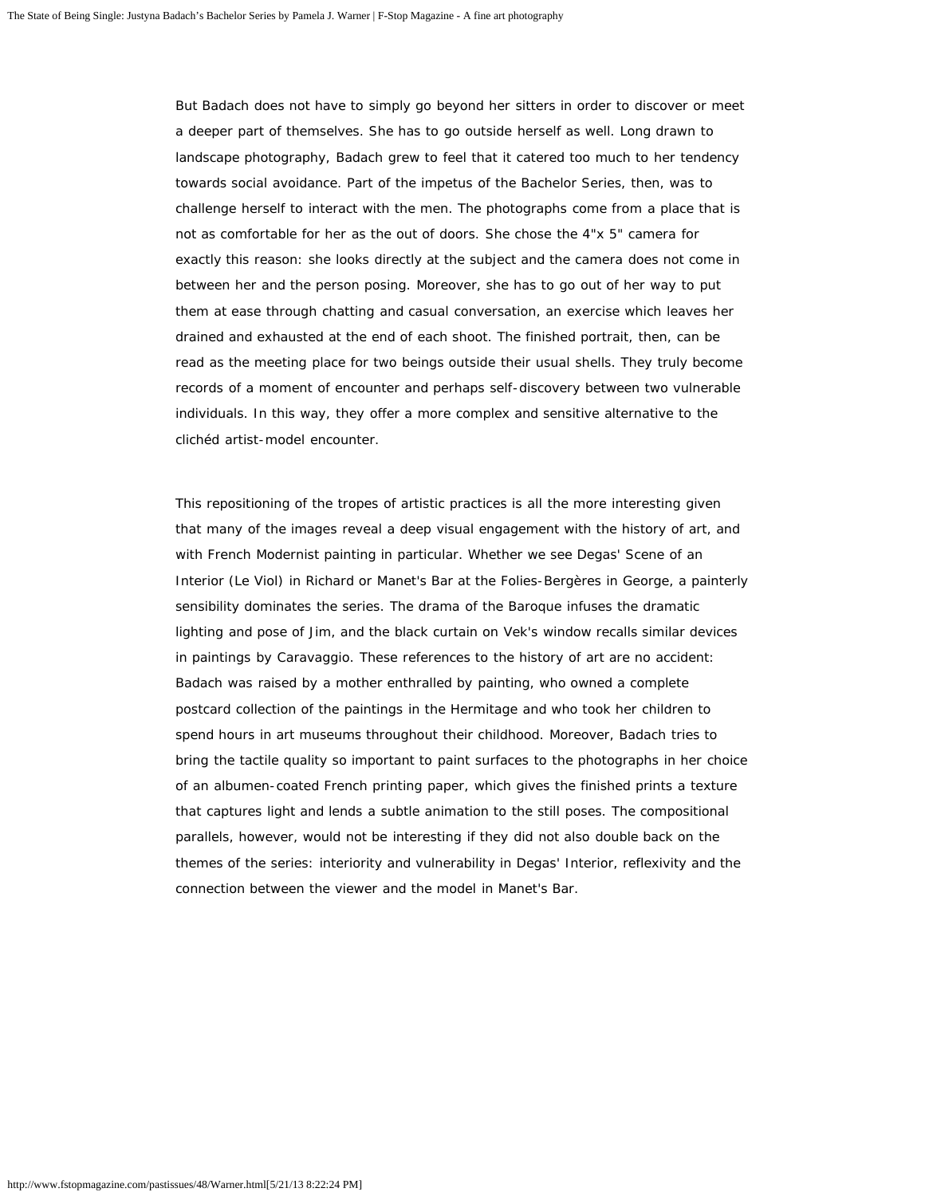But Badach does not have to simply go beyond her sitters in order to discover or meet a deeper part of themselves. She has to go outside herself as well. Long drawn to landscape photography, Badach grew to feel that it catered too much to her tendency towards social avoidance. Part of the impetus of the Bachelor Series, then, was to challenge herself to interact with the men. The photographs come from a place that is not as comfortable for her as the out of doors. She chose the 4"x 5" camera for exactly this reason: she looks directly at the subject and the camera does not come in between her and the person posing. Moreover, she has to go out of her way to put them at ease through chatting and casual conversation, an exercise which leaves her drained and exhausted at the end of each shoot. The finished portrait, then, can be read as the meeting place for two beings outside their usual shells. They truly become records of a moment of encounter and perhaps self-discovery between two vulnerable individuals. In this way, they offer a more complex and sensitive alternative to the clichéd artist-model encounter.

This repositioning of the tropes of artistic practices is all the more interesting given that many of the images reveal a deep visual engagement with the history of art, and with French Modernist painting in particular. Whether we see Degas' Scene of an Interior (Le Viol) in Richard or Manet's Bar at the Folies-Bergères in George, a painterly sensibility dominates the series. The drama of the Baroque infuses the dramatic lighting and pose of Jim, and the black curtain on Vek's window recalls similar devices in paintings by Caravaggio. These references to the history of art are no accident: Badach was raised by a mother enthralled by painting, who owned a complete postcard collection of the paintings in the Hermitage and who took her children to spend hours in art museums throughout their childhood. Moreover, Badach tries to bring the tactile quality so important to paint surfaces to the photographs in her choice of an albumen-coated French printing paper, which gives the finished prints a texture that captures light and lends a subtle animation to the still poses. The compositional parallels, however, would not be interesting if they did not also double back on the themes of the series: interiority and vulnerability in Degas' Interior, reflexivity and the connection between the viewer and the model in Manet's Bar.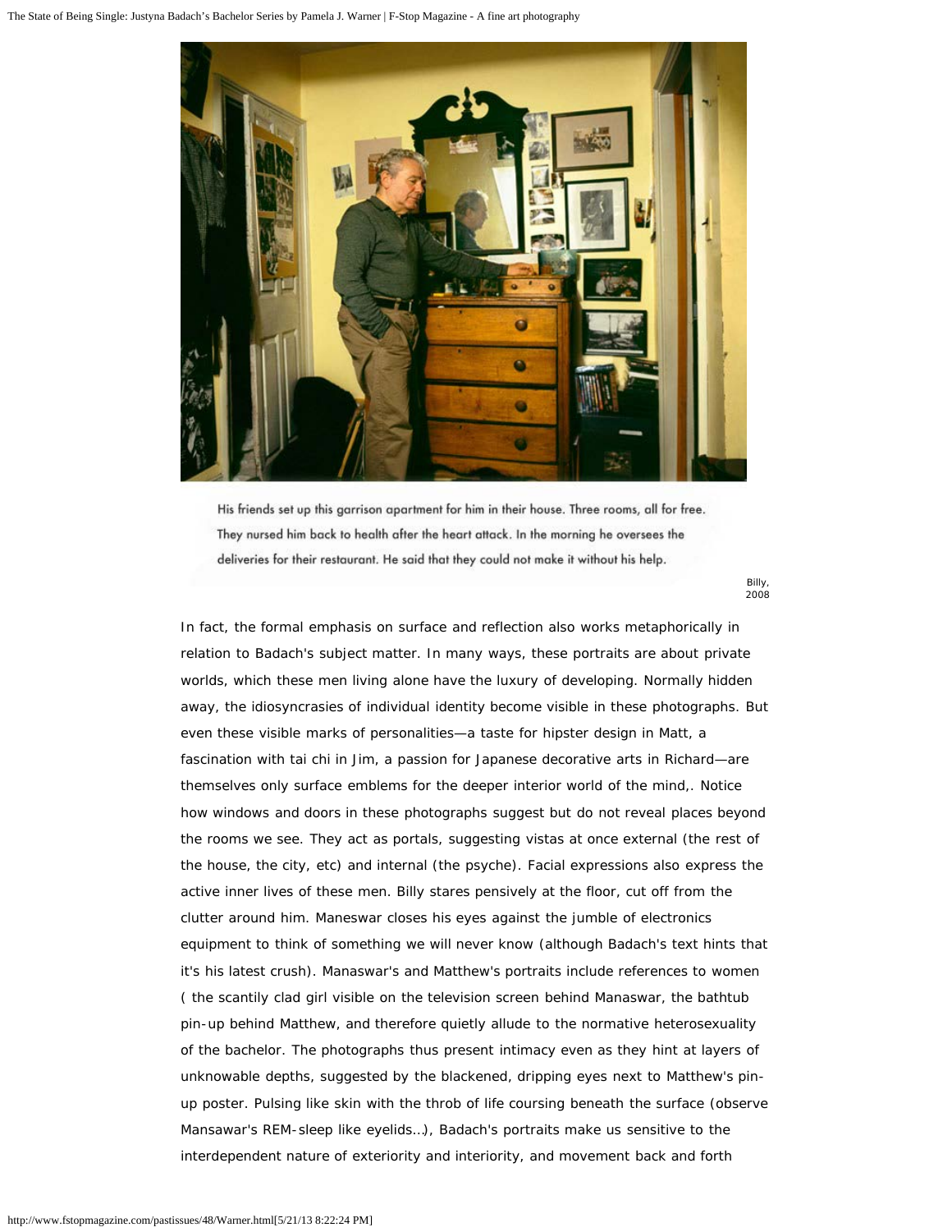His friends set up this garrison apartment for him in their house. Three rooms, all for free. They nursed him back to health after the heart attack. In the morning he oversees the deliveries for their restaurant. He said that they could not make it without his help.

Billy, 2008

In fact, the formal emphasis on surface and reflection also works metaphorically in relation to Badach's subject matter. In many ways, these portraits are about private worlds, which these men living alone have the luxury of developing. Normally hidden away, the idiosyncrasies of individual identity become visible in these photographs. But even these visible marks of personalities—a taste for hipster design in Matt, a fascination with tai chi in Jim, a passion for Japanese decorative arts in Richard—are themselves only surface emblems for the deeper interior world of the mind,. Notice how windows and doors in these photographs suggest but do not reveal places beyond the rooms we see. They act as portals, suggesting vistas at once external (the rest of the house, the city, etc) and internal (the psyche). Facial expressions also express the active inner lives of these men. Billy stares pensively at the floor, cut off from the clutter around him. Maneswar closes his eyes against the jumble of electronics equipment to think of something we will never know (although Badach's text hints that it's his latest crush). Manaswar's and Matthew's portraits include references to women ( the scantily clad girl visible on the television screen behind Manaswar, the bathtub pin-up behind Matthew, and therefore quietly allude to the normative heterosexuality of the bachelor. The photographs thus present intimacy even as they hint at layers of unknowable depths, suggested by the blackened, dripping eyes next to Matthew's pin-up poster. Pulsing like skin with the throb of life coursing beneath the surface (observe Mansawar's REM-sleep like eyelids…), Badach's portraits make us sensitive to the interdependent nature of exteriority and interiority, and movement back and forth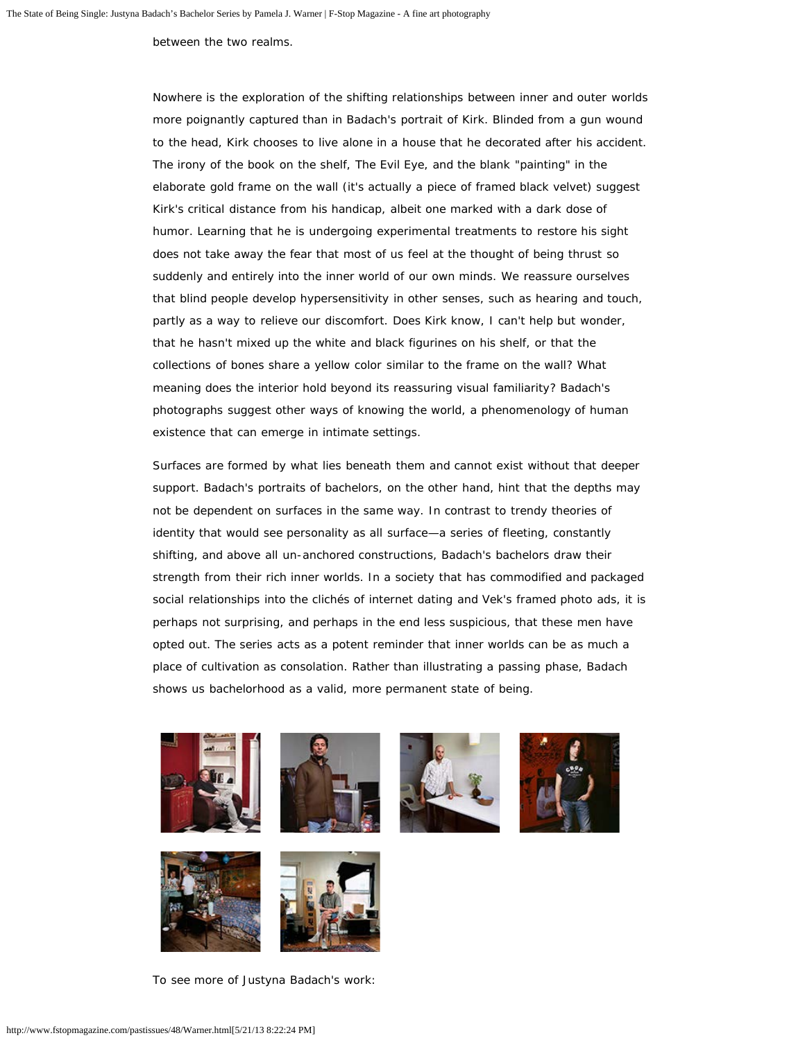between the two realms.

Nowhere is the exploration of the shifting relationships between inner and outer worlds more poignantly captured than in Badach's portrait of Kirk. Blinded from a gun wound to the head, Kirk chooses to live alone in a house that he decorated after his accident. The irony of the book on the shelf, The Evil Eye, and the blank "painting" in the elaborate gold frame on the wall (it's actually a piece of framed black velvet) suggest Kirk's critical distance from his handicap, albeit one marked with a dark dose of humor. Learning that he is undergoing experimental treatments to restore his sight does not take away the fear that most of us feel at the thought of being thrust so suddenly and entirely into the inner world of our own minds. We reassure ourselves that blind people develop hypersensitivity in other senses, such as hearing and touch, partly as a way to relieve our discomfort. Does Kirk know, I can't help but wonder, that he hasn't mixed up the white and black figurines on his shelf, or that the collections of bones share a yellow color similar to the frame on the wall? What meaning does the interior hold beyond its reassuring visual familiarity? Badach's photographs suggest other ways of knowing the world, a phenomenology of human existence that can emerge in intimate settings.

Surfaces are formed by what lies beneath them and cannot exist without that deeper support. Badach's portraits of bachelors, on the other hand, hint that the depths may not be dependent on surfaces in the same way. In contrast to trendy theories of identity that would see personality as all surface—a series of fleeting, constantly shifting, and above all un-anchored constructions, Badach's bachelors draw their strength from their rich inner worlds. In a society that has commodified and packaged social relationships into the clichés of internet dating and Vek's framed photo ads, it is perhaps not surprising, and perhaps in the end less suspicious, that these men have opted out. The series acts as a potent reminder that inner worlds can be as much a place of cultivation as consolation. Rather than illustrating a passing phase, Badach shows us bachelorhood as a valid, more permanent state of being.

To see more of Justyna Badach's work: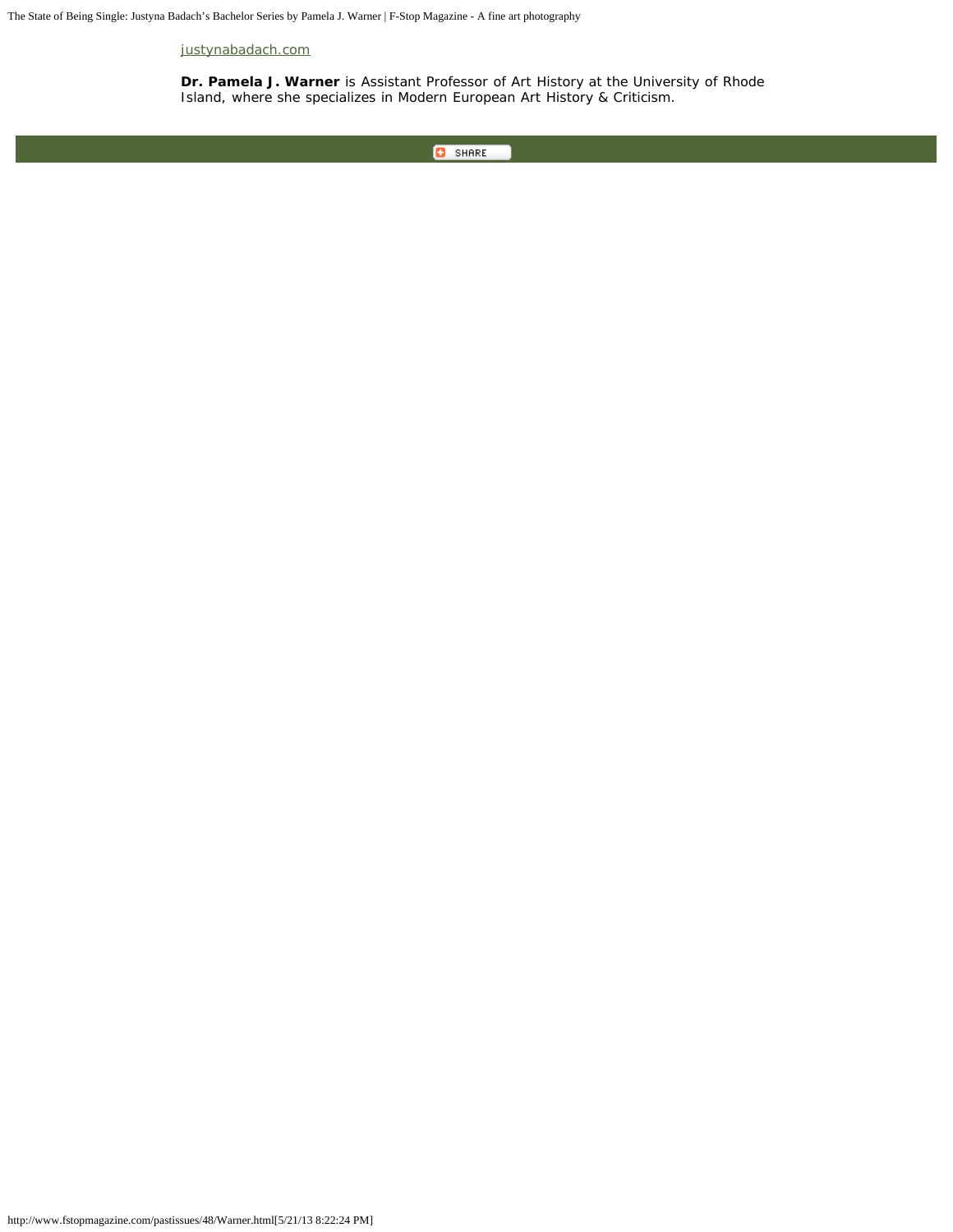justynabadach.com

**Dr. Pamela J. Warner** is Assistant Professor of Art History at the University of Rhode Island, where she specializes in Modern European Art History & Criticism.

SHARE